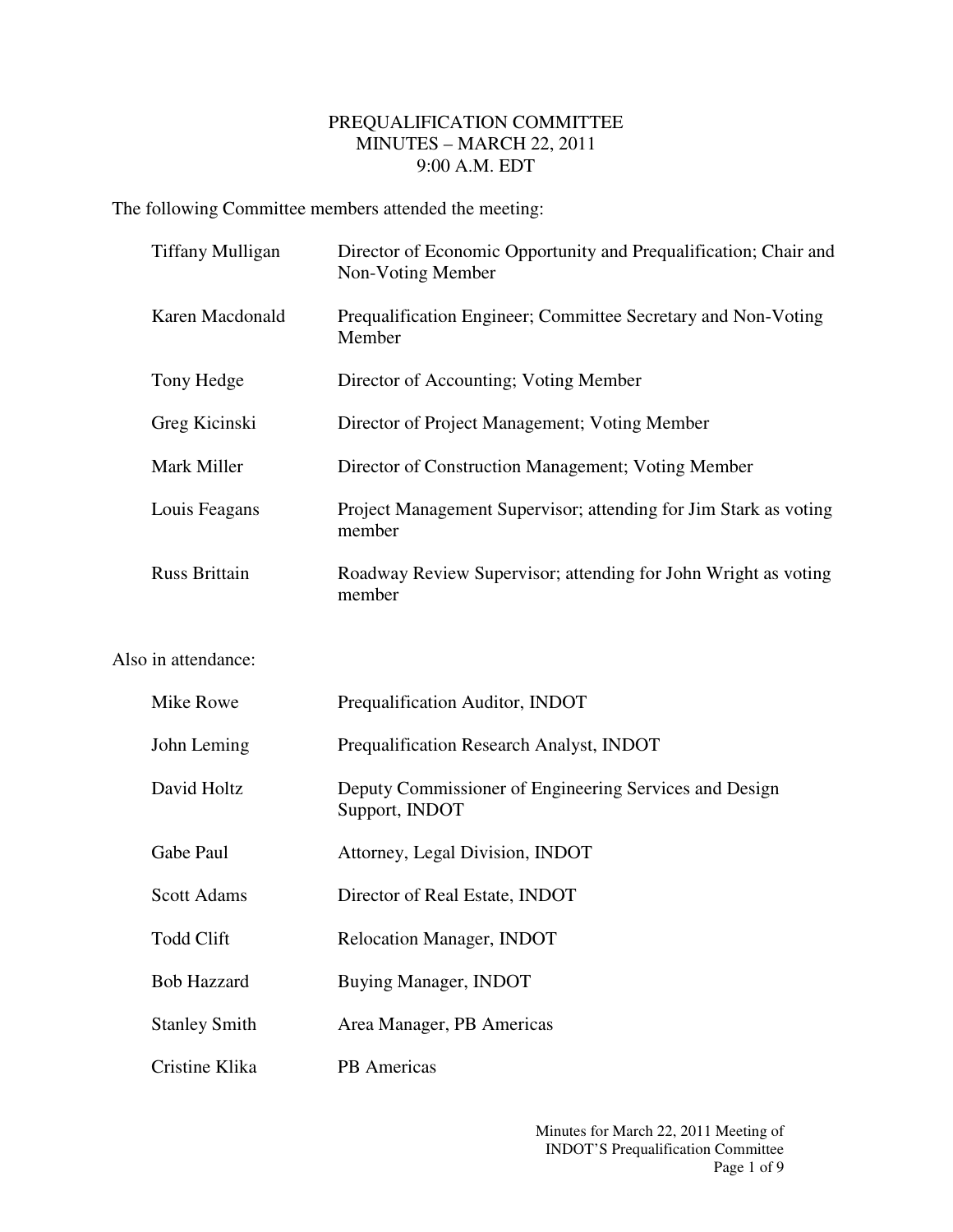# PREQUALIFICATION COMMITTEE
## MINUTES – MARCH 22, 2011
### 9:00 A.M. EDT

The following Committee members attended the meeting:

| | |
|---|---|
| Tiffany Mulligan | Director of Economic Opportunity and Prequalification; Chair and Non-Voting Member |
| Karen Macdonald | Prequalification Engineer; Committee Secretary and Non-Voting Member |
| Tony Hedge | Director of Accounting; Voting Member |
| Greg Kicinski | Director of Project Management; Voting Member |
| Mark Miller | Director of Construction Management; Voting Member |
| Louis Feagans | Project Management Supervisor; attending for Jim Stark as voting member |
| Russ Brittain | Roadway Review Supervisor; attending for John Wright as voting member |

Also in attendance:

| | |
|---|---|
| Mike Rowe | Prequalification Auditor, INDOT |
| John Leming | Prequalification Research Analyst, INDOT |
| David Holtz | Deputy Commissioner of Engineering Services and Design Support, INDOT |
| Gabe Paul | Attorney, Legal Division, INDOT |
| Scott Adams | Director of Real Estate, INDOT |
| Todd Clift | Relocation Manager, INDOT |
| Bob Hazzard | Buying Manager, INDOT |
| Stanley Smith | Area Manager, PB Americas |
| Cristine Klika | PB Americas |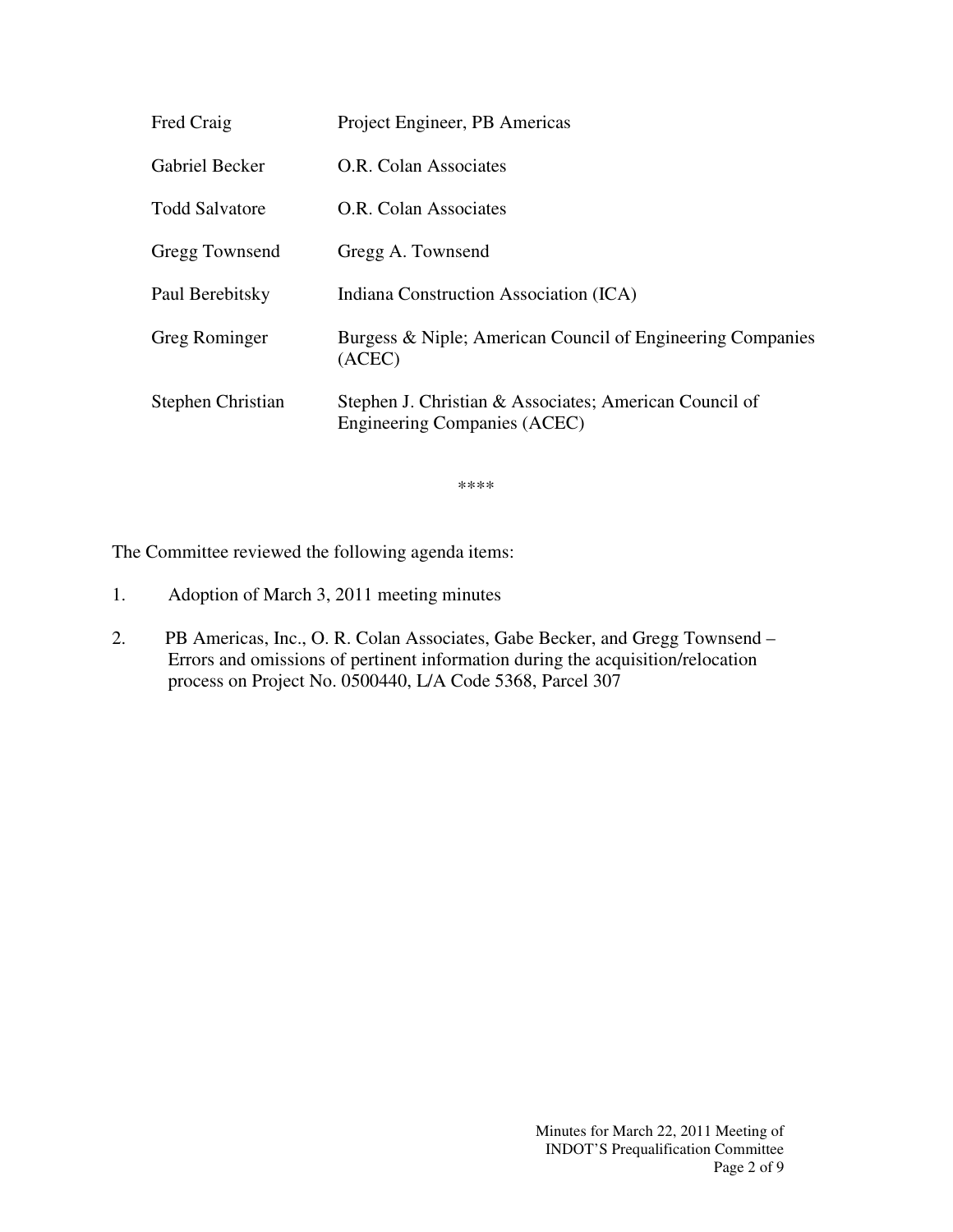| | |
|---|---|
| Fred Craig | Project Engineer, PB Americas |
| Gabriel Becker | O.R. Colan Associates |
| Todd Salvatore | O.R. Colan Associates |
| Gregg Townsend | Gregg A. Townsend |
| Paul Berebitsky | Indiana Construction Association (ICA) |
| Greg Rominger | Burgess & Niple; American Council of Engineering Companies (ACEC) |
| Stephen Christian | Stephen J. Christian & Associates; American Council of Engineering Companies (ACEC) |

****

The Committee reviewed the following agenda items:

1. Adoption of March 3, 2011 meeting minutes

2. PB Americas, Inc., O. R. Colan Associates, Gabe Becker, and Gregg Townsend – Errors and omissions of pertinent information during the acquisition/relocation process on Project No. 0500440, L/A Code 5368, Parcel 307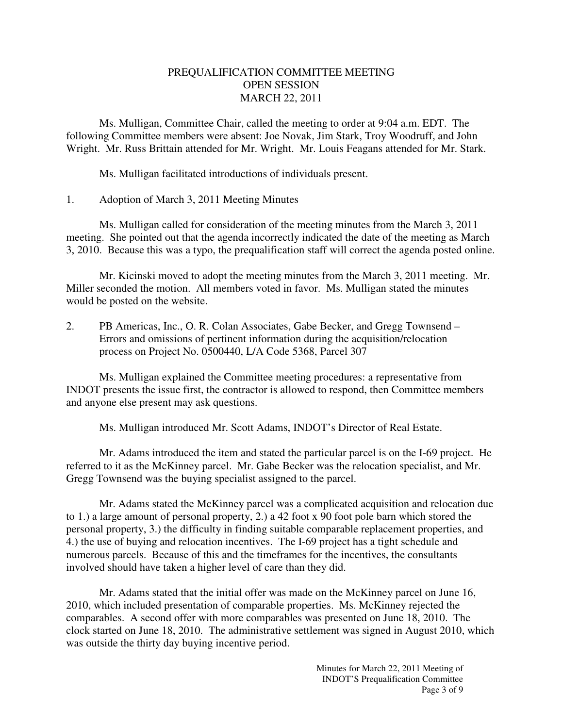# PREQUALIFICATION COMMITTEE MEETING
## OPEN SESSION
## MARCH 22, 2011

Ms. Mulligan, Committee Chair, called the meeting to order at 9:04 a.m. EDT. The following Committee members were absent: Joe Novak, Jim Stark, Troy Woodruff, and John Wright. Mr. Russ Brittain attended for Mr. Wright. Mr. Louis Feagans attended for Mr. Stark.

Ms. Mulligan facilitated introductions of individuals present.

1. Adoption of March 3, 2011 Meeting Minutes

Ms. Mulligan called for consideration of the meeting minutes from the March 3, 2011 meeting. She pointed out that the agenda incorrectly indicated the date of the meeting as March 3, 2010. Because this was a typo, the prequalification staff will correct the agenda posted online.

Mr. Kicinski moved to adopt the meeting minutes from the March 3, 2011 meeting. Mr. Miller seconded the motion. All members voted in favor. Ms. Mulligan stated the minutes would be posted on the website.

2. PB Americas, Inc., O. R. Colan Associates, Gabe Becker, and Gregg Townsend – Errors and omissions of pertinent information during the acquisition/relocation process on Project No. 0500440, L/A Code 5368, Parcel 307

Ms. Mulligan explained the Committee meeting procedures: a representative from INDOT presents the issue first, the contractor is allowed to respond, then Committee members and anyone else present may ask questions.

Ms. Mulligan introduced Mr. Scott Adams, INDOT's Director of Real Estate.

Mr. Adams introduced the item and stated the particular parcel is on the I-69 project. He referred to it as the McKinney parcel. Mr. Gabe Becker was the relocation specialist, and Mr. Gregg Townsend was the buying specialist assigned to the parcel.

Mr. Adams stated the McKinney parcel was a complicated acquisition and relocation due to 1.) a large amount of personal property, 2.) a 42 foot x 90 foot pole barn which stored the personal property, 3.) the difficulty in finding suitable comparable replacement properties, and 4.) the use of buying and relocation incentives. The I-69 project has a tight schedule and numerous parcels. Because of this and the timeframes for the incentives, the consultants involved should have taken a higher level of care than they did.

Mr. Adams stated that the initial offer was made on the McKinney parcel on June 16, 2010, which included presentation of comparable properties. Ms. McKinney rejected the comparables. A second offer with more comparables was presented on June 18, 2010. The clock started on June 18, 2010. The administrative settlement was signed in August 2010, which was outside the thirty day buying incentive period.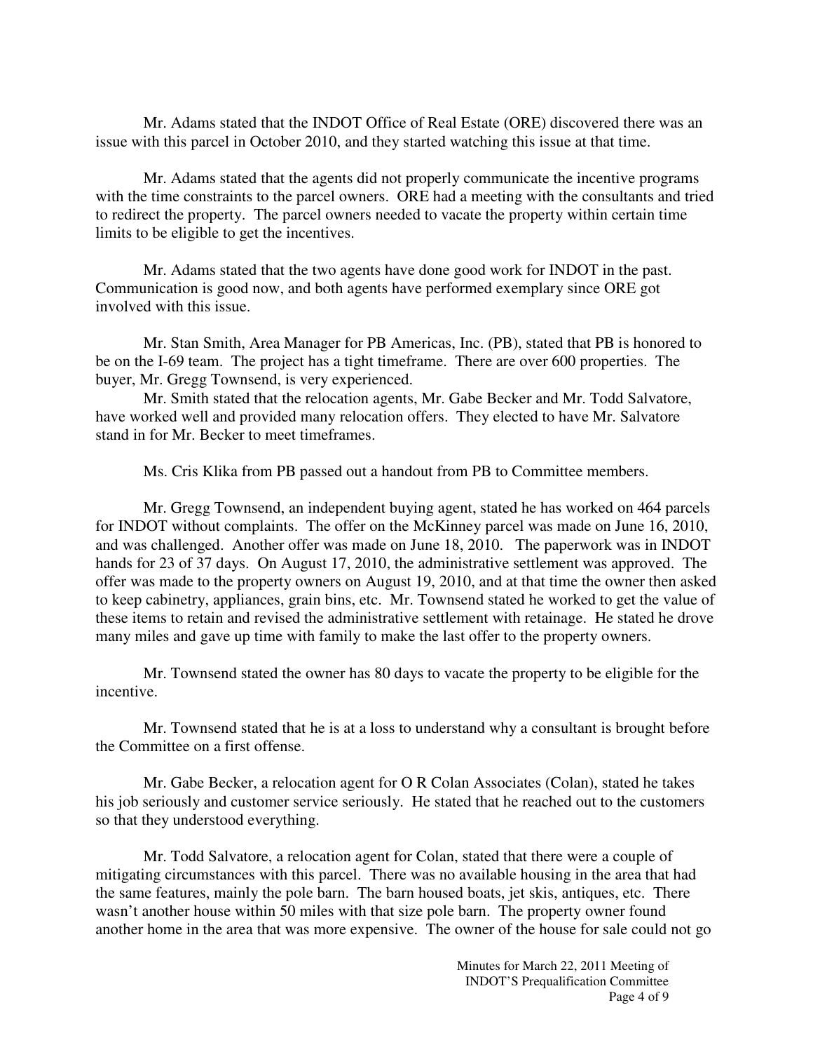Mr. Adams stated that the INDOT Office of Real Estate (ORE) discovered there was an issue with this parcel in October 2010, and they started watching this issue at that time.

Mr. Adams stated that the agents did not properly communicate the incentive programs with the time constraints to the parcel owners. ORE had a meeting with the consultants and tried to redirect the property. The parcel owners needed to vacate the property within certain time limits to be eligible to get the incentives.

Mr. Adams stated that the two agents have done good work for INDOT in the past. Communication is good now, and both agents have performed exemplary since ORE got involved with this issue.

Mr. Stan Smith, Area Manager for PB Americas, Inc. (PB), stated that PB is honored to be on the I-69 team. The project has a tight timeframe. There are over 600 properties. The buyer, Mr. Gregg Townsend, is very experienced.

Mr. Smith stated that the relocation agents, Mr. Gabe Becker and Mr. Todd Salvatore, have worked well and provided many relocation offers. They elected to have Mr. Salvatore stand in for Mr. Becker to meet timeframes.

Ms. Cris Klika from PB passed out a handout from PB to Committee members.

Mr. Gregg Townsend, an independent buying agent, stated he has worked on 464 parcels for INDOT without complaints. The offer on the McKinney parcel was made on June 16, 2010, and was challenged. Another offer was made on June 18, 2010. The paperwork was in INDOT hands for 23 of 37 days. On August 17, 2010, the administrative settlement was approved. The offer was made to the property owners on August 19, 2010, and at that time the owner then asked to keep cabinetry, appliances, grain bins, etc. Mr. Townsend stated he worked to get the value of these items to retain and revised the administrative settlement with retainage. He stated he drove many miles and gave up time with family to make the last offer to the property owners.

Mr. Townsend stated the owner has 80 days to vacate the property to be eligible for the incentive.

Mr. Townsend stated that he is at a loss to understand why a consultant is brought before the Committee on a first offense.

Mr. Gabe Becker, a relocation agent for O R Colan Associates (Colan), stated he takes his job seriously and customer service seriously. He stated that he reached out to the customers so that they understood everything.

Mr. Todd Salvatore, a relocation agent for Colan, stated that there were a couple of mitigating circumstances with this parcel. There was no available housing in the area that had the same features, mainly the pole barn. The barn housed boats, jet skis, antiques, etc. There wasn't another house within 50 miles with that size pole barn. The property owner found another home in the area that was more expensive. The owner of the house for sale could not go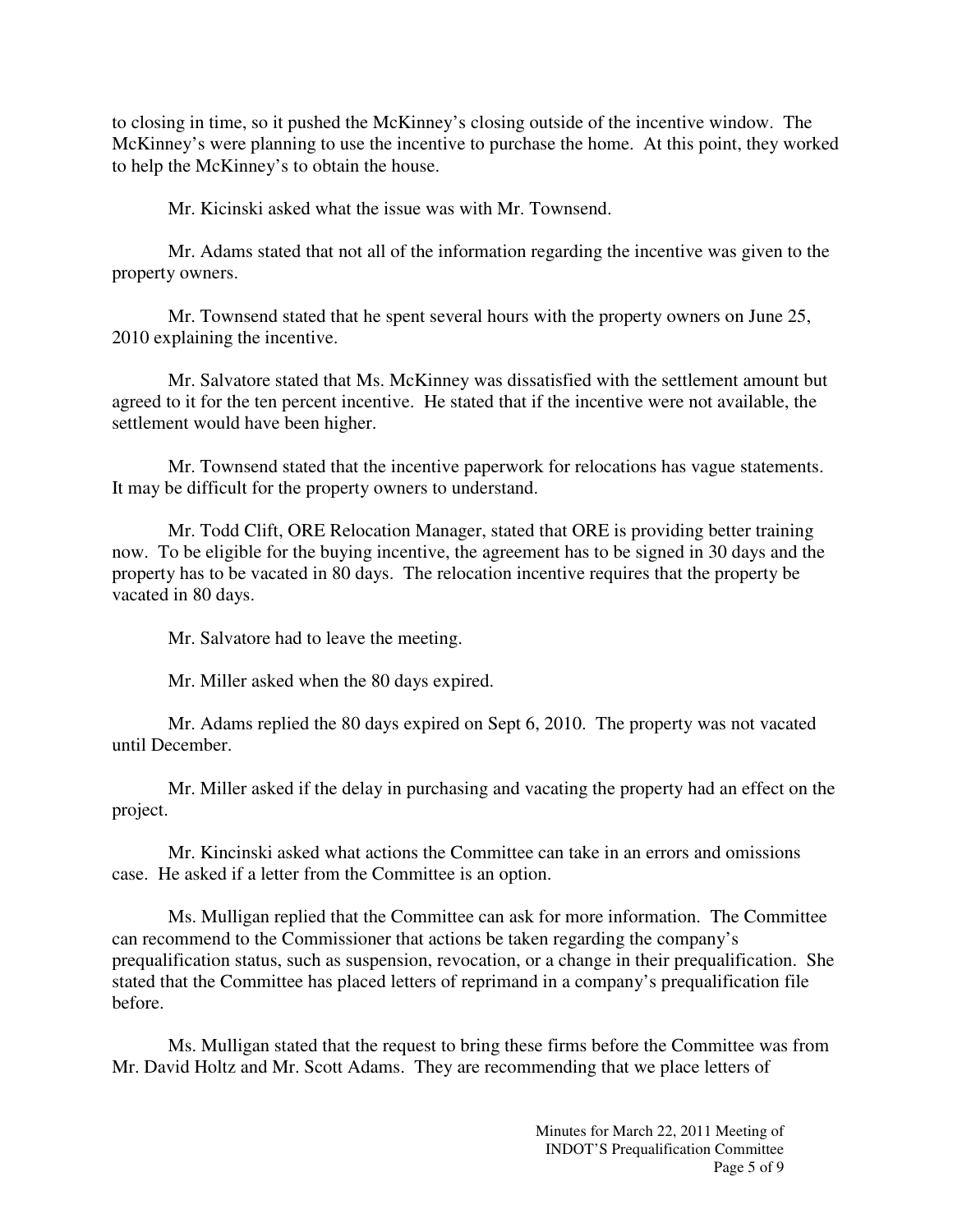to closing in time, so it pushed the McKinney's closing outside of the incentive window. The McKinney's were planning to use the incentive to purchase the home. At this point, they worked to help the McKinney's to obtain the house.

Mr. Kicinski asked what the issue was with Mr. Townsend.

Mr. Adams stated that not all of the information regarding the incentive was given to the property owners.

Mr. Townsend stated that he spent several hours with the property owners on June 25, 2010 explaining the incentive.

Mr. Salvatore stated that Ms. McKinney was dissatisfied with the settlement amount but agreed to it for the ten percent incentive. He stated that if the incentive were not available, the settlement would have been higher.

Mr. Townsend stated that the incentive paperwork for relocations has vague statements. It may be difficult for the property owners to understand.

Mr. Todd Clift, ORE Relocation Manager, stated that ORE is providing better training now. To be eligible for the buying incentive, the agreement has to be signed in 30 days and the property has to be vacated in 80 days. The relocation incentive requires that the property be vacated in 80 days.

Mr. Salvatore had to leave the meeting.

Mr. Miller asked when the 80 days expired.

Mr. Adams replied the 80 days expired on Sept 6, 2010. The property was not vacated until December.

Mr. Miller asked if the delay in purchasing and vacating the property had an effect on the project.

Mr. Kincinski asked what actions the Committee can take in an errors and omissions case. He asked if a letter from the Committee is an option.

Ms. Mulligan replied that the Committee can ask for more information. The Committee can recommend to the Commissioner that actions be taken regarding the company's prequalification status, such as suspension, revocation, or a change in their prequalification. She stated that the Committee has placed letters of reprimand in a company's prequalification file before.

Ms. Mulligan stated that the request to bring these firms before the Committee was from Mr. David Holtz and Mr. Scott Adams. They are recommending that we place letters of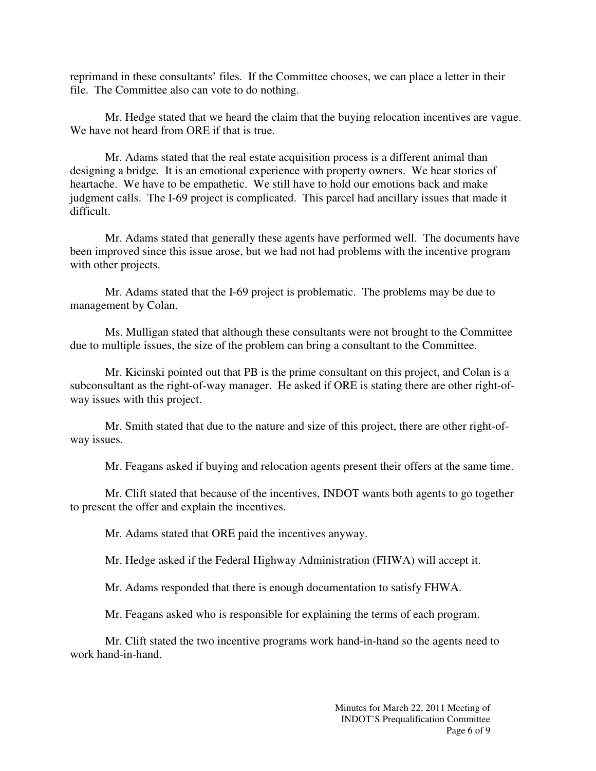reprimand in these consultants' files. If the Committee chooses, we can place a letter in their file. The Committee also can vote to do nothing.

Mr. Hedge stated that we heard the claim that the buying relocation incentives are vague. We have not heard from ORE if that is true.

Mr. Adams stated that the real estate acquisition process is a different animal than designing a bridge. It is an emotional experience with property owners. We hear stories of heartache. We have to be empathetic. We still have to hold our emotions back and make judgment calls. The I-69 project is complicated. This parcel had ancillary issues that made it difficult.

Mr. Adams stated that generally these agents have performed well. The documents have been improved since this issue arose, but we had not had problems with the incentive program with other projects.

Mr. Adams stated that the I-69 project is problematic. The problems may be due to management by Colan.

Ms. Mulligan stated that although these consultants were not brought to the Committee due to multiple issues, the size of the problem can bring a consultant to the Committee.

Mr. Kicinski pointed out that PB is the prime consultant on this project, and Colan is a subconsultant as the right-of-way manager. He asked if ORE is stating there are other right-of-way issues with this project.

Mr. Smith stated that due to the nature and size of this project, there are other right-of-way issues.

Mr. Feagans asked if buying and relocation agents present their offers at the same time.

Mr. Clift stated that because of the incentives, INDOT wants both agents to go together to present the offer and explain the incentives.

Mr. Adams stated that ORE paid the incentives anyway.

Mr. Hedge asked if the Federal Highway Administration (FHWA) will accept it.

Mr. Adams responded that there is enough documentation to satisfy FHWA.

Mr. Feagans asked who is responsible for explaining the terms of each program.

Mr. Clift stated the two incentive programs work hand-in-hand so the agents need to work hand-in-hand.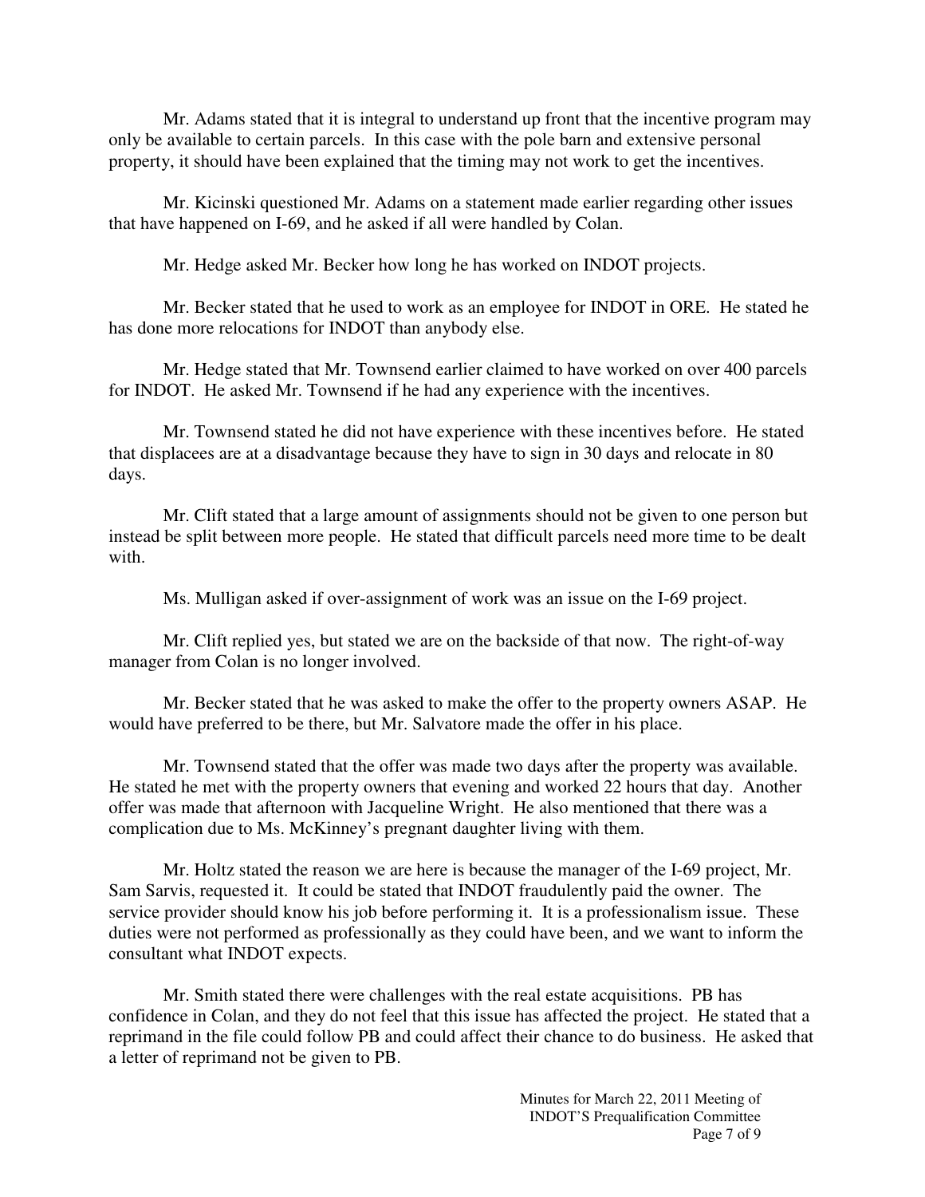Mr. Adams stated that it is integral to understand up front that the incentive program may only be available to certain parcels. In this case with the pole barn and extensive personal property, it should have been explained that the timing may not work to get the incentives.

Mr. Kicinski questioned Mr. Adams on a statement made earlier regarding other issues that have happened on I-69, and he asked if all were handled by Colan.

Mr. Hedge asked Mr. Becker how long he has worked on INDOT projects.

Mr. Becker stated that he used to work as an employee for INDOT in ORE. He stated he has done more relocations for INDOT than anybody else.

Mr. Hedge stated that Mr. Townsend earlier claimed to have worked on over 400 parcels for INDOT. He asked Mr. Townsend if he had any experience with the incentives.

Mr. Townsend stated he did not have experience with these incentives before. He stated that displacees are at a disadvantage because they have to sign in 30 days and relocate in 80 days.

Mr. Clift stated that a large amount of assignments should not be given to one person but instead be split between more people. He stated that difficult parcels need more time to be dealt with.

Ms. Mulligan asked if over-assignment of work was an issue on the I-69 project.

Mr. Clift replied yes, but stated we are on the backside of that now. The right-of-way manager from Colan is no longer involved.

Mr. Becker stated that he was asked to make the offer to the property owners ASAP. He would have preferred to be there, but Mr. Salvatore made the offer in his place.

Mr. Townsend stated that the offer was made two days after the property was available. He stated he met with the property owners that evening and worked 22 hours that day. Another offer was made that afternoon with Jacqueline Wright. He also mentioned that there was a complication due to Ms. McKinney's pregnant daughter living with them.

Mr. Holtz stated the reason we are here is because the manager of the I-69 project, Mr. Sam Sarvis, requested it. It could be stated that INDOT fraudulently paid the owner. The service provider should know his job before performing it. It is a professionalism issue. These duties were not performed as professionally as they could have been, and we want to inform the consultant what INDOT expects.

Mr. Smith stated there were challenges with the real estate acquisitions. PB has confidence in Colan, and they do not feel that this issue has affected the project. He stated that a reprimand in the file could follow PB and could affect their chance to do business. He asked that a letter of reprimand not be given to PB.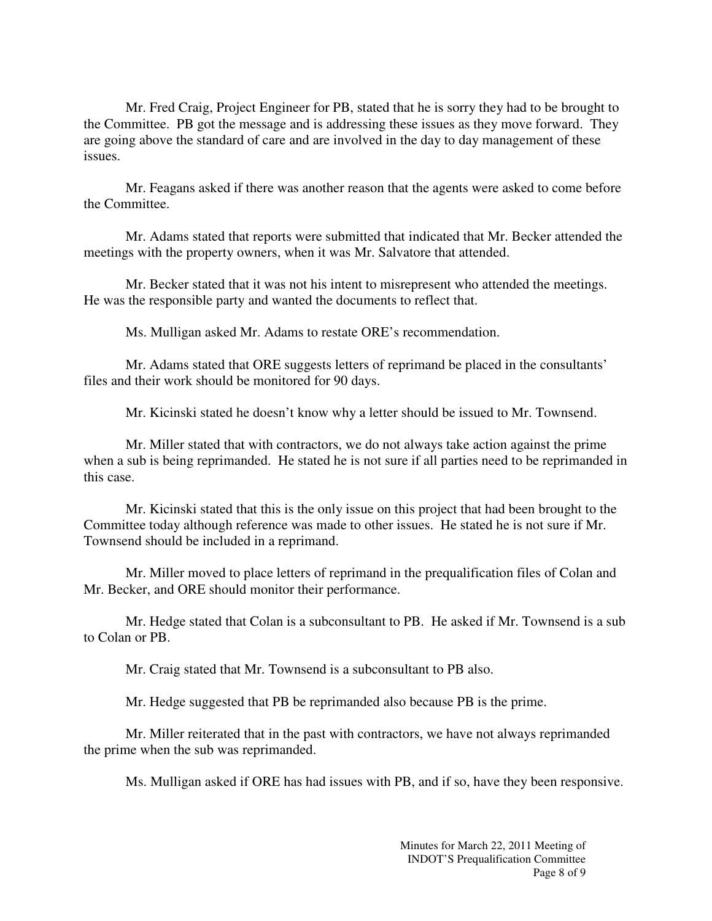Mr. Fred Craig, Project Engineer for PB, stated that he is sorry they had to be brought to the Committee. PB got the message and is addressing these issues as they move forward. They are going above the standard of care and are involved in the day to day management of these issues.

Mr. Feagans asked if there was another reason that the agents were asked to come before the Committee.

Mr. Adams stated that reports were submitted that indicated that Mr. Becker attended the meetings with the property owners, when it was Mr. Salvatore that attended.

Mr. Becker stated that it was not his intent to misrepresent who attended the meetings. He was the responsible party and wanted the documents to reflect that.

Ms. Mulligan asked Mr. Adams to restate ORE's recommendation.

Mr. Adams stated that ORE suggests letters of reprimand be placed in the consultants' files and their work should be monitored for 90 days.

Mr. Kicinski stated he doesn't know why a letter should be issued to Mr. Townsend.

Mr. Miller stated that with contractors, we do not always take action against the prime when a sub is being reprimanded. He stated he is not sure if all parties need to be reprimanded in this case.

Mr. Kicinski stated that this is the only issue on this project that had been brought to the Committee today although reference was made to other issues. He stated he is not sure if Mr. Townsend should be included in a reprimand.

Mr. Miller moved to place letters of reprimand in the prequalification files of Colan and Mr. Becker, and ORE should monitor their performance.

Mr. Hedge stated that Colan is a subconsultant to PB. He asked if Mr. Townsend is a sub to Colan or PB.

Mr. Craig stated that Mr. Townsend is a subconsultant to PB also.

Mr. Hedge suggested that PB be reprimanded also because PB is the prime.

Mr. Miller reiterated that in the past with contractors, we have not always reprimanded the prime when the sub was reprimanded.

Ms. Mulligan asked if ORE has had issues with PB, and if so, have they been responsive.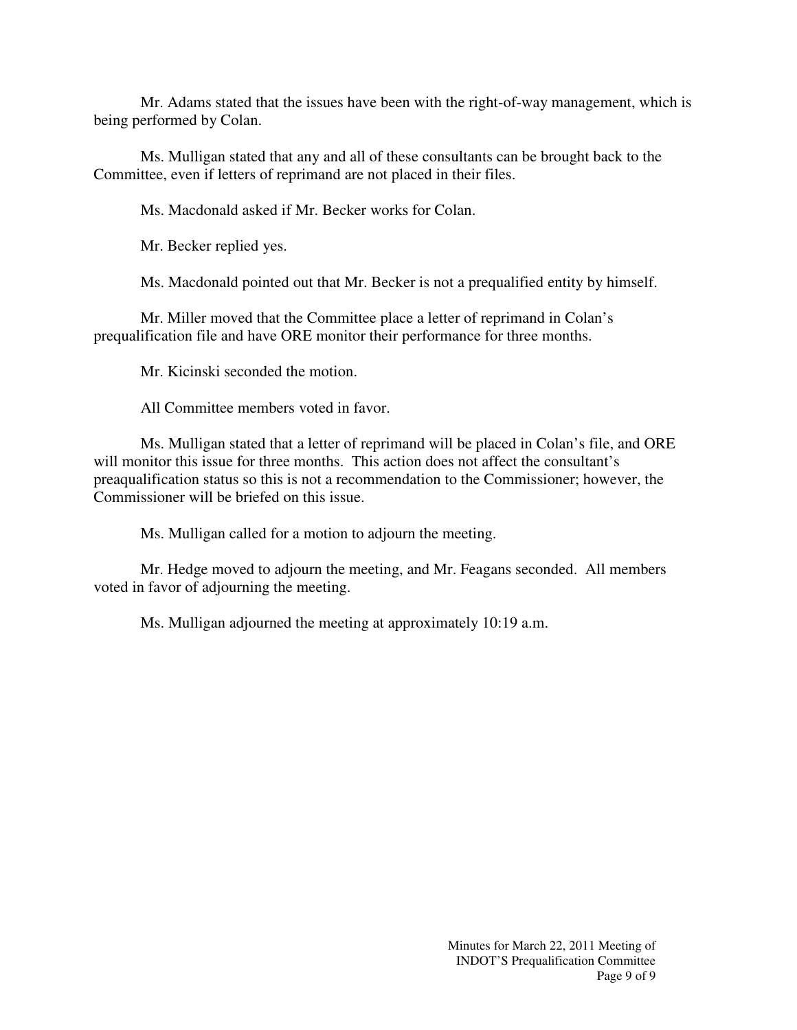Mr. Adams stated that the issues have been with the right-of-way management, which is being performed by Colan.

Ms. Mulligan stated that any and all of these consultants can be brought back to the Committee, even if letters of reprimand are not placed in their files.

Ms. Macdonald asked if Mr. Becker works for Colan.

Mr. Becker replied yes.

Ms. Macdonald pointed out that Mr. Becker is not a prequalified entity by himself.

Mr. Miller moved that the Committee place a letter of reprimand in Colan's prequalification file and have ORE monitor their performance for three months.

Mr. Kicinski seconded the motion.

All Committee members voted in favor.

Ms. Mulligan stated that a letter of reprimand will be placed in Colan's file, and ORE will monitor this issue for three months. This action does not affect the consultant's preaqualification status so this is not a recommendation to the Commissioner; however, the Commissioner will be briefed on this issue.

Ms. Mulligan called for a motion to adjourn the meeting.

Mr. Hedge moved to adjourn the meeting, and Mr. Feagans seconded. All members voted in favor of adjourning the meeting.

Ms. Mulligan adjourned the meeting at approximately 10:19 a.m.